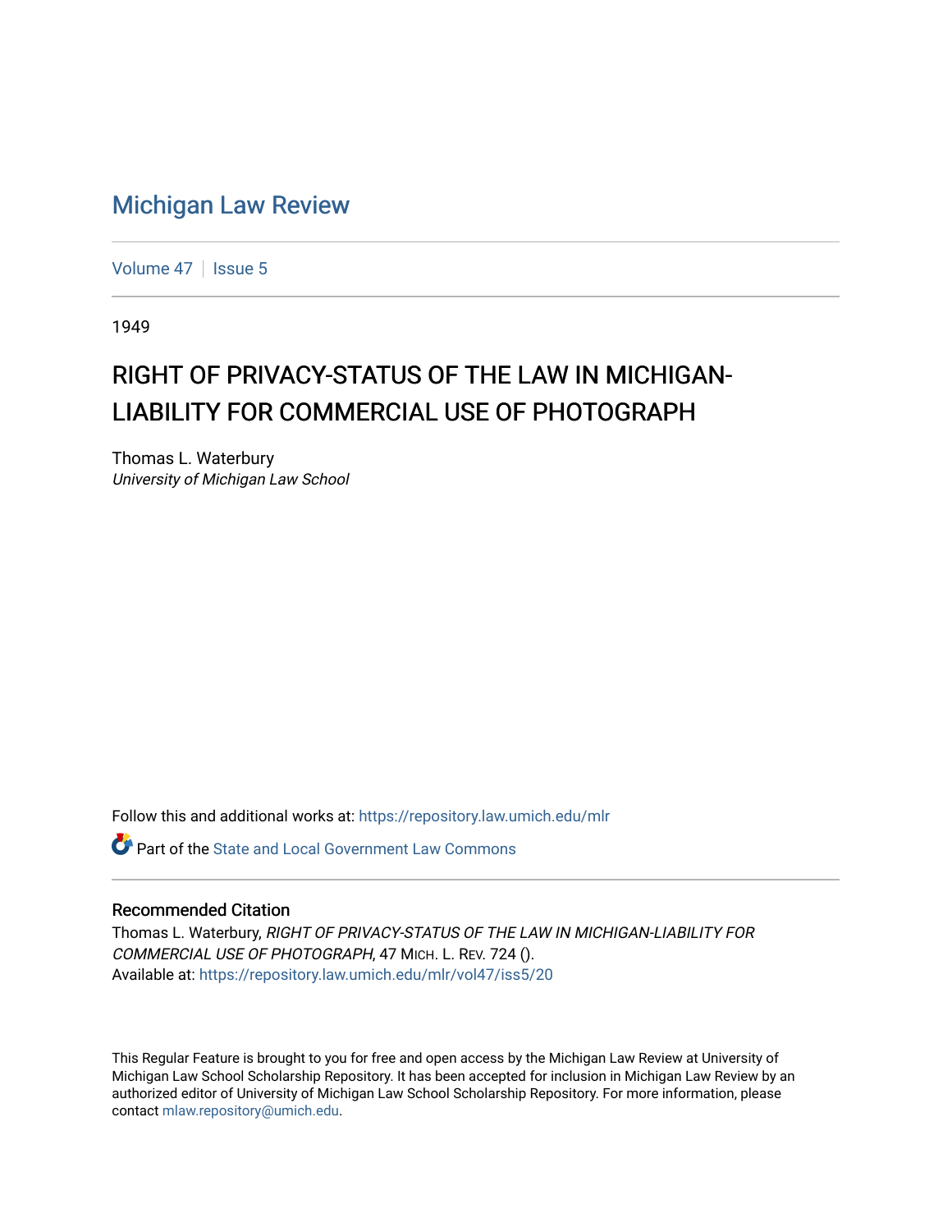# Michigan Law Review

Volume 47 | Issue 5

1949

## RIGHT OF PRIVACY-STATUS OF THE LAW IN MICHIGAN-LIABILITY FOR COMMERCIAL USE OF PHOTOGRAPH

Thomas L. Waterbury
*University of Michigan Law School*

Follow this and additional works at: https://repository.law.umich.edu/mlr

Part of the State and Local Government Law Commons

### Recommended Citation

Thomas L. Waterbury, *RIGHT OF PRIVACY-STATUS OF THE LAW IN MICHIGAN-LIABILITY FOR COMMERCIAL USE OF PHOTOGRAPH*, 47 MICH. L. REV. 724 ().
Available at: https://repository.law.umich.edu/mlr/vol47/iss5/20

This Regular Feature is brought to you for free and open access by the Michigan Law Review at University of Michigan Law School Scholarship Repository. It has been accepted for inclusion in Michigan Law Review by an authorized editor of University of Michigan Law School Scholarship Repository. For more information, please contact mlaw.repository@umich.edu.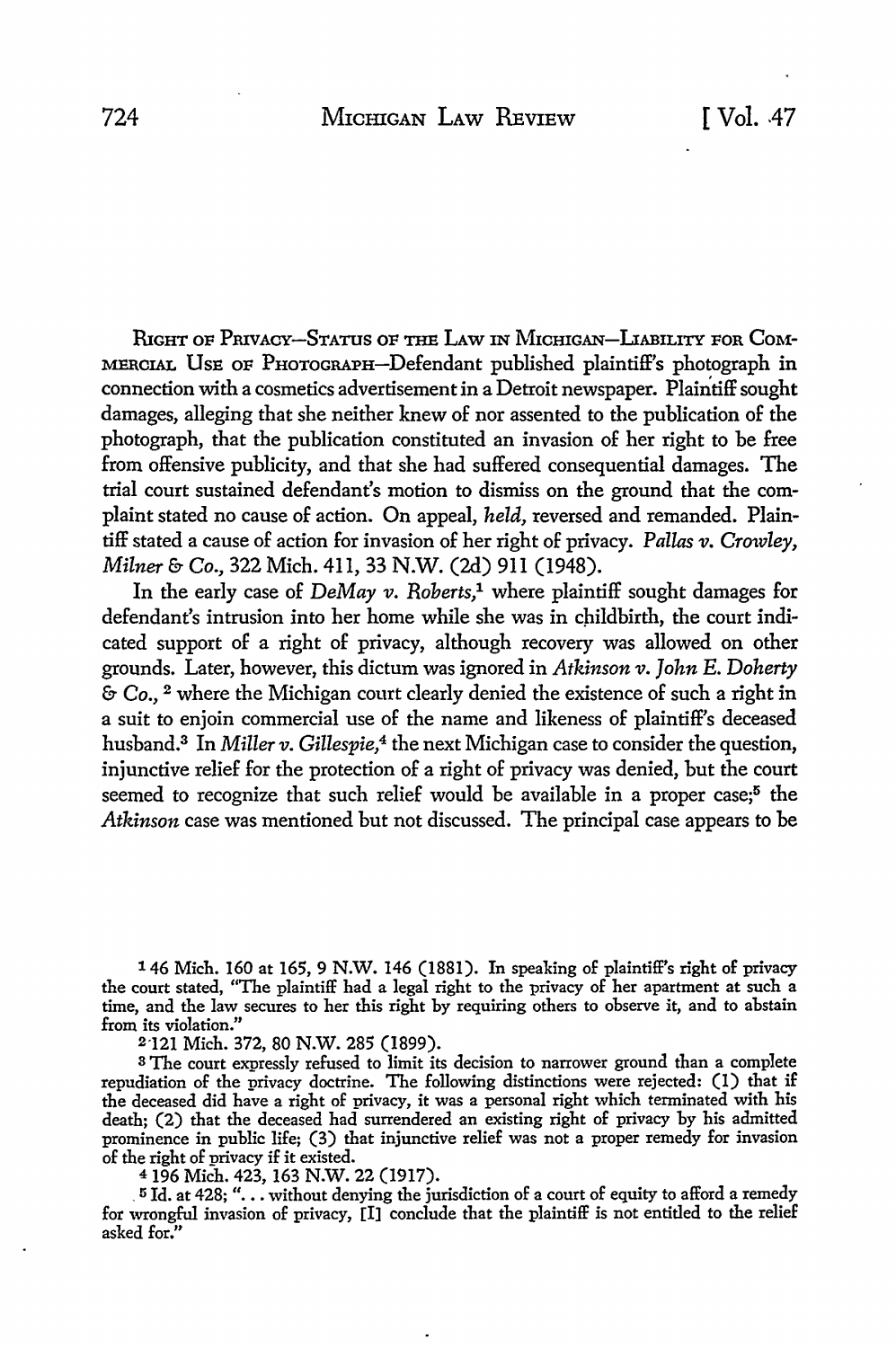RIGHT OF PRIVACY—STATUS OF THE LAW IN MICHIGAN—LIABILITY FOR COMMERCIAL USE OF PHOTOGRAPH—Defendant published plaintiff's photograph in connection with a cosmetics advertisement in a Detroit newspaper. Plaintiff sought damages, alleging that she neither knew of nor assented to the publication of the photograph, that the publication constituted an invasion of her right to be free from offensive publicity, and that she had suffered consequential damages. The trial court sustained defendant's motion to dismiss on the ground that the complaint stated no cause of action. On appeal, *held,* reversed and remanded. Plaintiff stated a cause of action for invasion of her right of privacy. *Pallas v. Crowley, Milner & Co.,* 322 Mich. 411, 33 N.W. (2d) 911 (1948).

In the early case of *DeMay v. Roberts,*[1] where plaintiff sought damages for defendant's intrusion into her home while she was in childbirth, the court indicated support of a right of privacy, although recovery was allowed on other grounds. Later, however, this dictum was ignored in *Atkinson v. John E. Doherty & Co.,* [2] where the Michigan court clearly denied the existence of such a right in a suit to enjoin commercial use of the name and likeness of plaintiff's deceased husband.[3] In *Miller v. Gillespie,*[4] the next Michigan case to consider the question, injunctive relief for the protection of a right of privacy was denied, but the court seemed to recognize that such relief would be available in a proper case;[5] the *Atkinson* case was mentioned but not discussed. The principal case appears to be

---

[1] 46 Mich. 160 at 165, 9 N.W. 146 (1881). In speaking of plaintiff's right of privacy the court stated, "The plaintiff had a legal right to the privacy of her apartment at such a time, and the law secures to her this right by requiring others to observe it, and to abstain from its violation."

[2] 121 Mich. 372, 80 N.W. 285 (1899).

[3] The court expressly refused to limit its decision to narrower ground than a complete repudiation of the privacy doctrine. The following distinctions were rejected: (1) that if the deceased did have a right of privacy, it was a personal right which terminated with his death; (2) that the deceased had surrendered an existing right of privacy by his admitted prominence in public life; (3) that injunctive relief was not a proper remedy for invasion of the right of privacy if it existed.

[4] 196 Mich. 423, 163 N.W. 22 (1917).

[5] Id. at 428; "... without denying the jurisdiction of a court of equity to afford a remedy for wrongful invasion of privacy, [I] conclude that the plaintiff is not entitled to the relief asked for."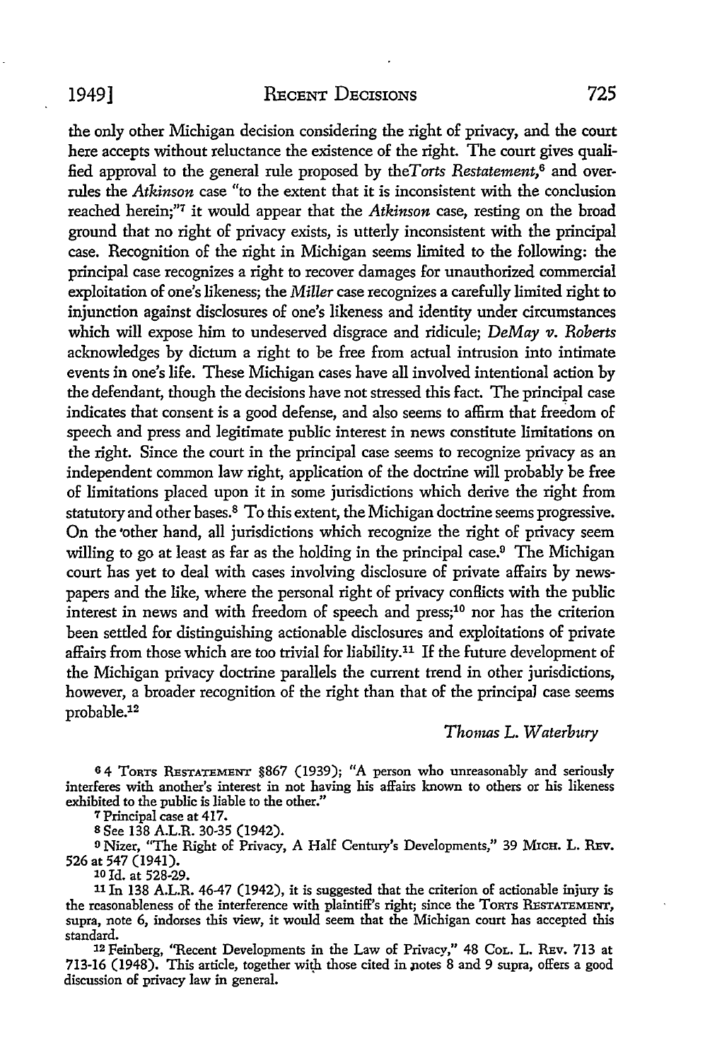the only other Michigan decision considering the right of privacy, and the court here accepts without reluctance the existence of the right. The court gives qualified approval to the general rule proposed by the *Torts Restatement*,[6] and overrules the *Atkinson* case "to the extent that it is inconsistent with the conclusion reached herein;"[7] it would appear that the *Atkinson* case, resting on the broad ground that no right of privacy exists, is utterly inconsistent with the principal case. Recognition of the right in Michigan seems limited to the following: the principal case recognizes a right to recover damages for unauthorized commercial exploitation of one's likeness; the *Miller* case recognizes a carefully limited right to injunction against disclosures of one's likeness and identity under circumstances which will expose him to undeserved disgrace and ridicule; *DeMay v. Roberts* acknowledges by dictum a right to be free from actual intrusion into intimate events in one's life. These Michigan cases have all involved intentional action by the defendant, though the decisions have not stressed this fact. The principal case indicates that consent is a good defense, and also seems to affirm that freedom of speech and press and legitimate public interest in news constitute limitations on the right. Since the court in the principal case seems to recognize privacy as an independent common law right, application of the doctrine will probably be free of limitations placed upon it in some jurisdictions which derive the right from statutory and other bases.[8] To this extent, the Michigan doctrine seems progressive. On the other hand, all jurisdictions which recognize the right of privacy seem willing to go at least as far as the holding in the principal case.[9] The Michigan court has yet to deal with cases involving disclosure of private affairs by newspapers and the like, where the personal right of privacy conflicts with the public interest in news and with freedom of speech and press;[10] nor has the criterion been settled for distinguishing actionable disclosures and exploitations of private affairs from those which are too trivial for liability.[11] If the future development of the Michigan privacy doctrine parallels the current trend in other jurisdictions, however, a broader recognition of the right than that of the principal case seems probable.[12]

*Thomas L. Waterbury*

---

[6] 4 TORTS RESTATEMENT §867 (1939); "A person who unreasonably and seriously interferes with another's interest in not having his affairs known to others or his likeness exhibited to the public is liable to the other."

[7] Principal case at 417.

[8] See 138 A.L.R. 30-35 (1942).

[9] Nizer, "The Right of Privacy, A Half Century's Developments," 39 MICH. L. REV. 526 at 547 (1941).

[10] Id. at 528-29.

[11] In 138 A.L.R. 46-47 (1942), it is suggested that the criterion of actionable injury is the reasonableness of the interference with plaintiff's right; since the TORTS RESTATEMENT, supra, note 6, indorses this view, it would seem that the Michigan court has accepted this standard.

[12] Feinberg, "Recent Developments in the Law of Privacy," 48 COL. L. REV. 713 at 713-16 (1948). This article, together with those cited in notes 8 and 9 supra, offers a good discussion of privacy law in general.